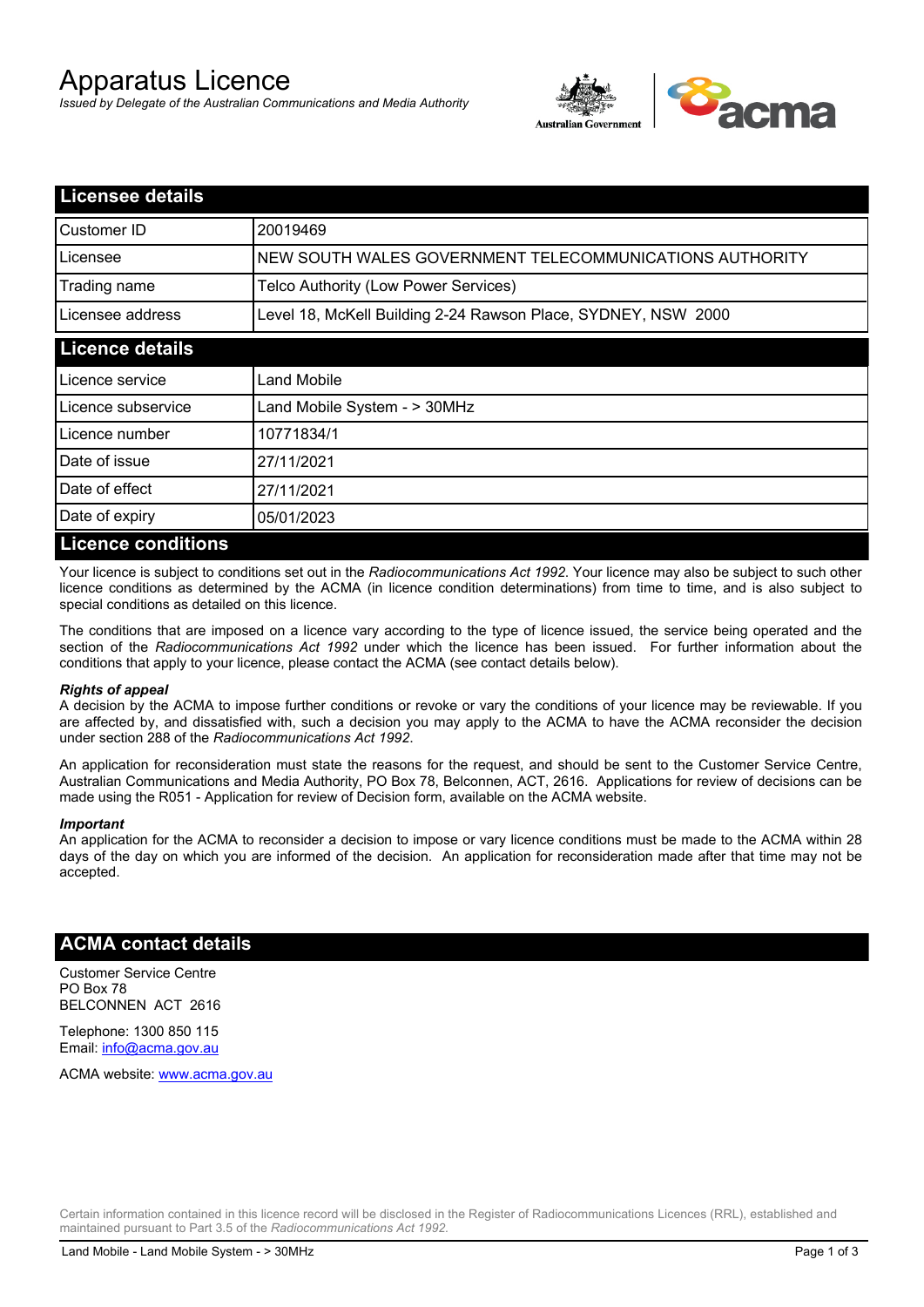# Apparatus Licence

*Issued by Delegate of the Australian Communications and Media Authority*

## Licensee details

| | |
|---|---|
| Customer ID | 20019469 |
| Licensee | NEW SOUTH WALES GOVERNMENT TELECOMMUNICATIONS AUTHORITY |
| Trading name | Telco Authority (Low Power Services) |
| Licensee address | Level 18, McKell Building 2-24 Rawson Place, SYDNEY, NSW 2000 |

## Licence details

| | |
|---|---|
| Licence service | Land Mobile |
| Licence subservice | Land Mobile System - > 30MHz |
| Licence number | 10771834/1 |
| Date of issue | 27/11/2021 |
| Date of effect | 27/11/2021 |
| Date of expiry | 05/01/2023 |

## Licence conditions

Your licence is subject to conditions set out in the *Radiocommunications Act 1992*. Your licence may also be subject to such other licence conditions as determined by the ACMA (in licence condition determinations) from time to time, and is also subject to special conditions as detailed on this licence.

The conditions that are imposed on a licence vary according to the type of licence issued, the service being operated and the section of the *Radiocommunications Act 1992* under which the licence has been issued. For further information about the conditions that apply to your licence, please contact the ACMA (see contact details below).

***Rights of appeal***

A decision by the ACMA to impose further conditions or revoke or vary the conditions of your licence may be reviewable. If you are affected by, and dissatisfied with, such a decision you may apply to the ACMA to have the ACMA reconsider the decision under section 288 of the *Radiocommunications Act 1992*.

An application for reconsideration must state the reasons for the request, and should be sent to the Customer Service Centre, Australian Communications and Media Authority, PO Box 78, Belconnen, ACT, 2616. Applications for review of decisions can be made using the R051 - Application for review of Decision form, available on the ACMA website.

***Important***

An application for the ACMA to reconsider a decision to impose or vary licence conditions must be made to the ACMA within 28 days of the day on which you are informed of the decision. An application for reconsideration made after that time may not be accepted.

## ACMA contact details

Customer Service Centre
PO Box 78
BELCONNEN ACT 2616

Telephone: 1300 850 115
Email: info@acma.gov.au

ACMA website: www.acma.gov.au

Certain information contained in this licence record will be disclosed in the Register of Radiocommunications Licences (RRL), established and maintained pursuant to Part 3.5 of the *Radiocommunications Act 1992.*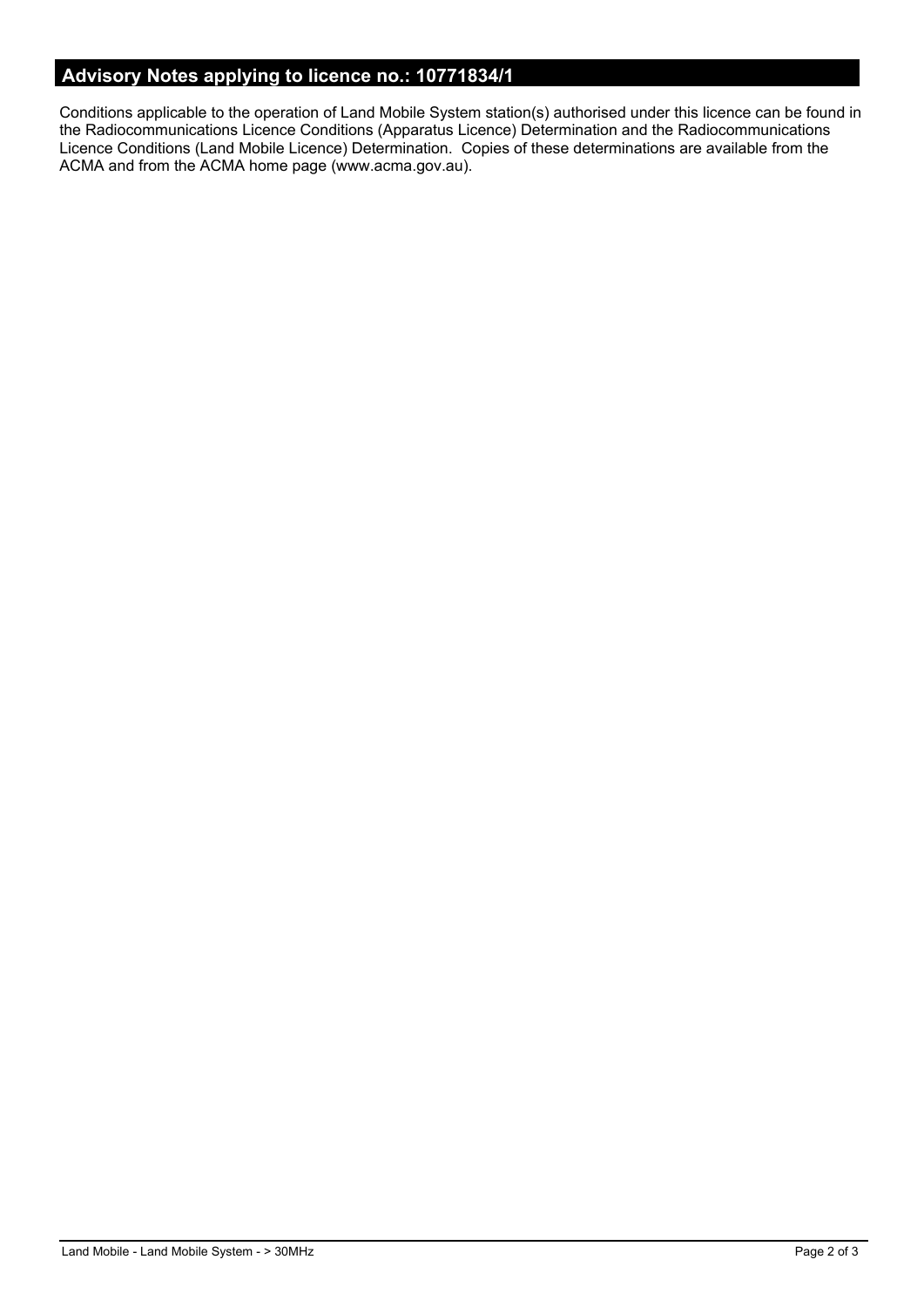## Advisory Notes applying to licence no.: 10771834/1

Conditions applicable to the operation of Land Mobile System station(s) authorised under this licence can be found in the Radiocommunications Licence Conditions (Apparatus Licence) Determination and the Radiocommunications Licence Conditions (Land Mobile Licence) Determination. Copies of these determinations are available from the ACMA and from the ACMA home page (www.acma.gov.au).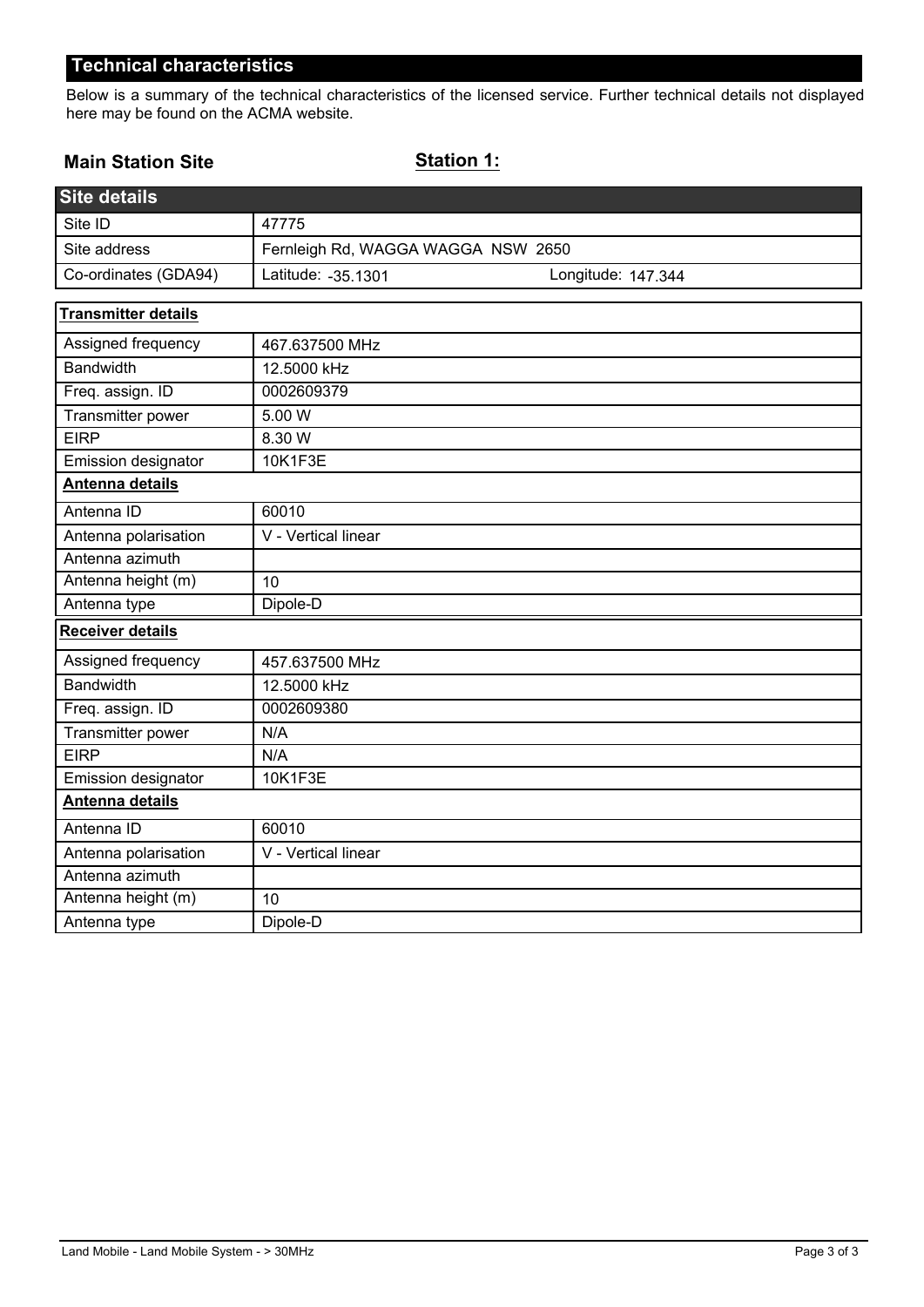## Technical characteristics

Below is a summary of the technical characteristics of the licensed service. Further technical details not displayed here may be found on the ACMA website.

**Main Station Site** **Station 1:**

| Site details | |
|---|---|
| Site ID | 47775 |
| Site address | Fernleigh Rd, WAGGA WAGGA NSW 2650 |
| Co-ordinates (GDA94) | Latitude: -35.1301 Longitude: 147.344 |

| Transmitter details | |
|---|---|
| Assigned frequency | 467.637500 MHz |
| Bandwidth | 12.5000 kHz |
| Freq. assign. ID | 0002609379 |
| Transmitter power | 5.00 W |
| EIRP | 8.30 W |
| Emission designator | 10K1F3E |
| **Antenna details** | |
| Antenna ID | 60010 |
| Antenna polarisation | V - Vertical linear |
| Antenna azimuth | |
| Antenna height (m) | 10 |
| Antenna type | Dipole-D |

| Receiver details | |
|---|---|
| Assigned frequency | 457.637500 MHz |
| Bandwidth | 12.5000 kHz |
| Freq. assign. ID | 0002609380 |
| Transmitter power | N/A |
| EIRP | N/A |
| Emission designator | 10K1F3E |
| **Antenna details** | |
| Antenna ID | 60010 |
| Antenna polarisation | V - Vertical linear |
| Antenna azimuth | |
| Antenna height (m) | 10 |
| Antenna type | Dipole-D |